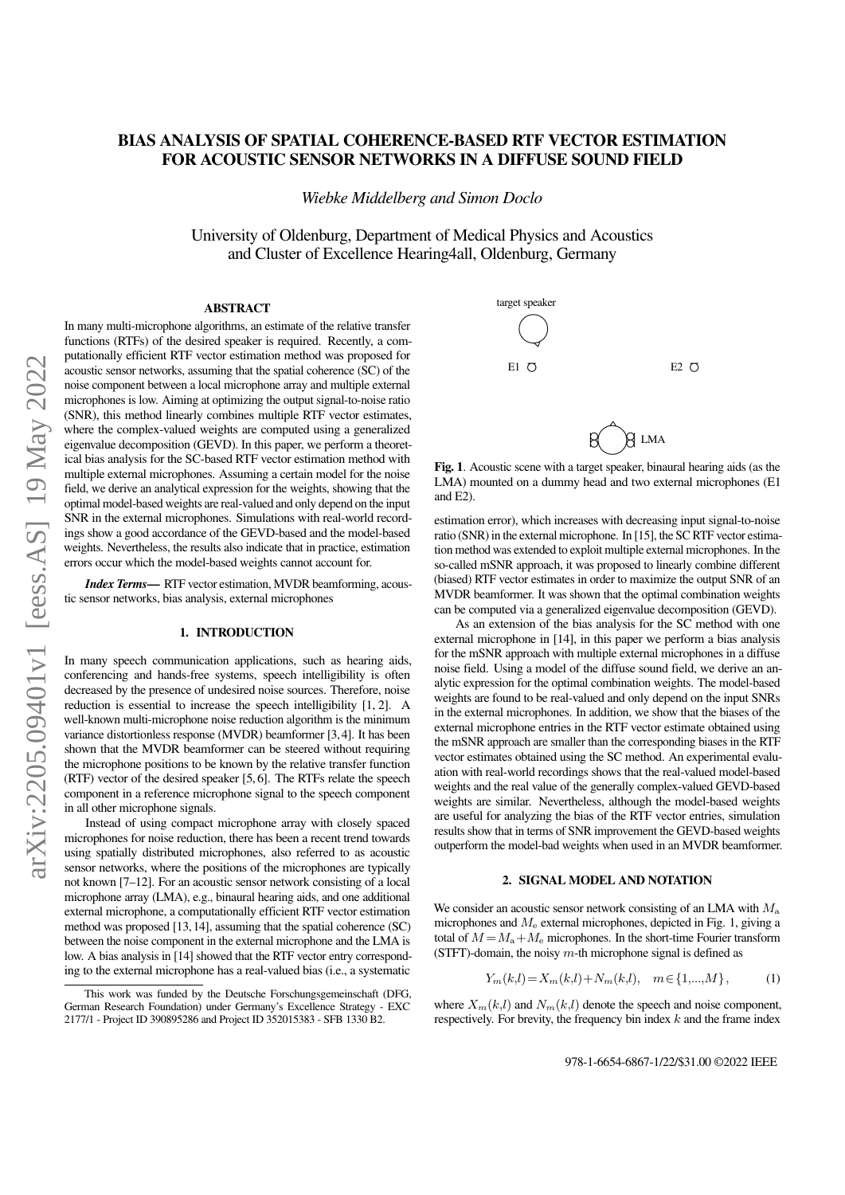# BIAS ANALYSIS OF SPATIAL COHERENCE-BASED RTF VECTOR ESTIMATION FOR ACOUSTIC SENSOR NETWORKS IN A DIFFUSE SOUND FIELD

*Wiebke Middelberg and Simon Doclo*

University of Oldenburg, Department of Medical Physics and Acoustics
and Cluster of Excellence Hearing4all, Oldenburg, Germany

## ABSTRACT

In many multi-microphone algorithms, an estimate of the relative transfer functions (RTFs) of the desired speaker is required. Recently, a computationally efficient RTF vector estimation method was proposed for acoustic sensor networks, assuming that the spatial coherence (SC) of the noise component between a local microphone array and multiple external microphones is low. Aiming at optimizing the output signal-to-noise ratio (SNR), this method linearly combines multiple RTF vector estimates, where the complex-valued weights are computed using a generalized eigenvalue decomposition (GEVD). In this paper, we perform a theoretical bias analysis for the SC-based RTF vector estimation method with multiple external microphones. Assuming a certain model for the noise field, we derive an analytical expression for the weights, showing that the optimal model-based weights are real-valued and only depend on the input SNR in the external microphones. Simulations with real-world recordings show a good accordance of the GEVD-based and the model-based weights. Nevertheless, the results also indicate that in practice, estimation errors occur which the model-based weights cannot account for.

***Index Terms*—** RTF vector estimation, MVDR beamforming, acoustic sensor networks, bias analysis, external microphones

## 1. INTRODUCTION

In many speech communication applications, such as hearing aids, conferencing and hands-free systems, speech intelligibility is often decreased by the presence of undesired noise sources. Therefore, noise reduction is essential to increase the speech intelligibility [1, 2]. A well-known multi-microphone noise reduction algorithm is the minimum variance distortionless response (MVDR) beamformer [3, 4]. It has been shown that the MVDR beamformer can be steered without requiring the microphone positions to be known by the relative transfer function (RTF) vector of the desired speaker [5, 6]. The RTFs relate the speech component in a reference microphone signal to the speech component in all other microphone signals.

Instead of using compact microphone array with closely spaced microphones for noise reduction, there has been a recent trend towards using spatially distributed microphones, also referred to as acoustic sensor networks, where the positions of the microphones are typically not known [7–12]. For an acoustic sensor network consisting of a local microphone array (LMA), e.g., binaural hearing aids, and one additional external microphone, a computationally efficient RTF vector estimation method was proposed [13, 14], assuming that the spatial coherence (SC) between the noise component in the external microphone and the LMA is low. A bias analysis in [14] showed that the RTF vector entry corresponding to the external microphone has a real-valued bias (i.e., a systematic estimation error), which increases with decreasing input signal-to-noise ratio (SNR) in the external microphone. In [15], the SC RTF vector estimation method was extended to exploit multiple external microphones. In the so-called mSNR approach, it was proposed to linearly combine different (biased) RTF vector estimates in order to maximize the output SNR of an MVDR beamformer. It was shown that the optimal combination weights can be computed via a generalized eigenvalue decomposition (GEVD).

As an extension of the bias analysis for the SC method with one external microphone in [14], in this paper we perform a bias analysis for the mSNR approach with multiple external microphones in a diffuse noise field. Using a model of the diffuse sound field, we derive an analytic expression for the optimal combination weights. The model-based weights are found to be real-valued and only depend on the input SNRs in the external microphones. In addition, we show that the biases of the external microphone entries in the RTF vector estimate obtained using the mSNR approach are smaller than the corresponding biases in the RTF vector estimates obtained using the SC method. An experimental evaluation with real-world recordings shows that the real-valued model-based weights and the real value of the generally complex-valued GEVD-based weights are similar. Nevertheless, although the model-based weights are useful for analyzing the bias of the RTF vector entries, simulation results show that in terms of SNR improvement the GEVD-based weights outperform the model-bad weights when used in an MVDR beamformer.

target speaker

E1

E2

LMA

**Fig. 1**. Acoustic scene with a target speaker, binaural hearing aids (as the LMA) mounted on a dummy head and two external microphones (E1 and E2).

## 2. SIGNAL MODEL AND NOTATION

We consider an acoustic sensor network consisting of an LMA with $M_\mathrm{a}$ microphones and $M_\mathrm{e}$ external microphones, depicted in Fig. 1, giving a total of $M = M_\mathrm{a} + M_\mathrm{e}$ microphones. In the short-time Fourier transform (STFT)-domain, the noisy $m$-th microphone signal is defined as

$$Y_m(k,l) = X_m(k,l) + N_m(k,l), \quad m \in \{1,...,M\}, \tag{1}$$

where $X_m(k,l)$ and $N_m(k,l)$ denote the speech and noise component, respectively. For brevity, the frequency bin index $k$ and the frame index

This work was funded by the Deutsche Forschungsgemeinschaft (DFG, German Research Foundation) under Germany's Excellence Strategy - EXC 2177/1 - Project ID 390895286 and Project ID 352015383 - SFB 1330 B2.

978-1-6654-6867-1/22/$31.00 ©2022 IEEE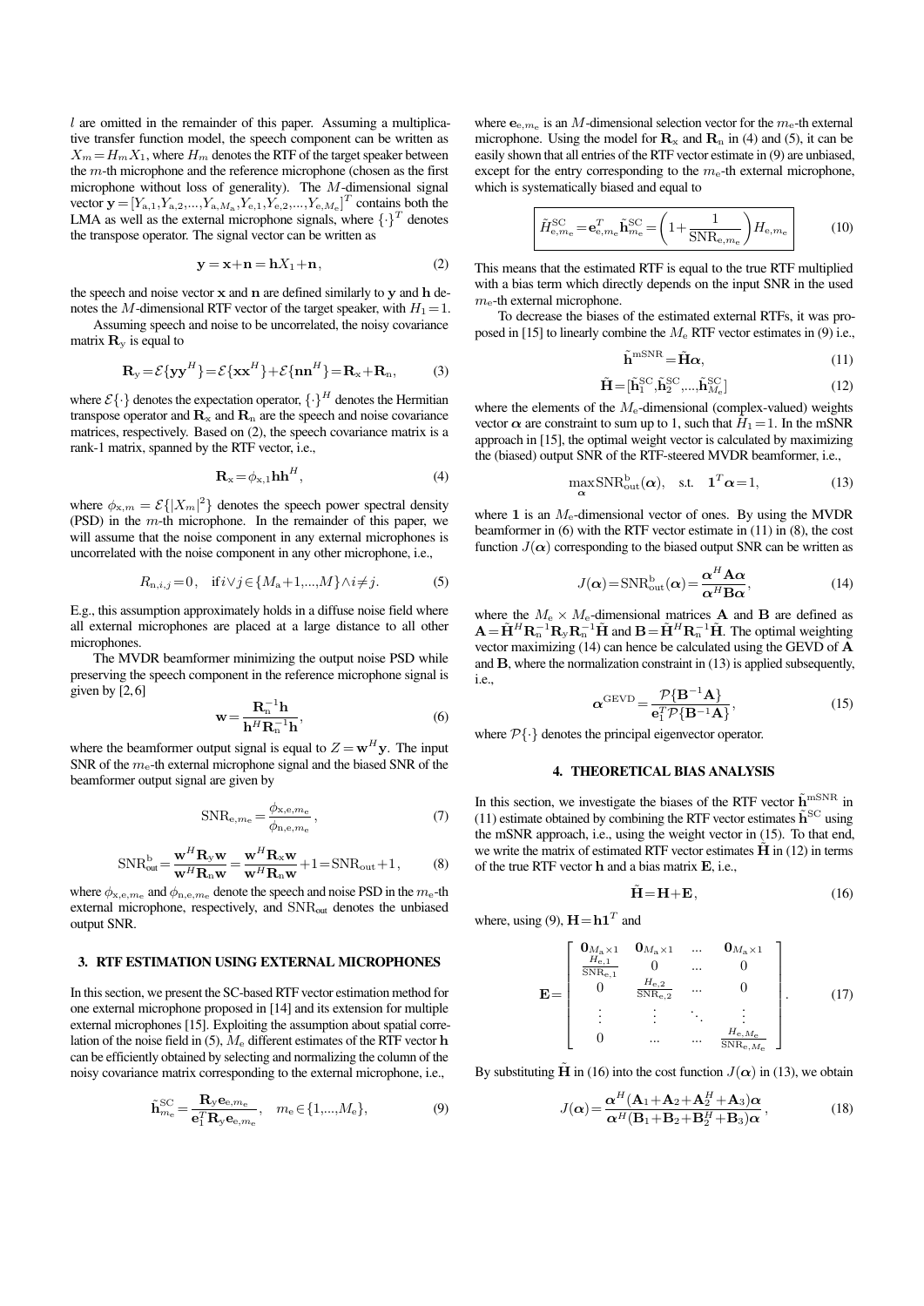$l$ are omitted in the remainder of this paper. Assuming a multiplicative transfer function model, the speech component can be written as $X_m = H_m X_1$, where $H_m$ denotes the RTF of the target speaker between the $m$-th microphone and the reference microphone (chosen as the first microphone without loss of generality). The $M$-dimensional signal vector $\mathbf{y} = [Y_{a,1}, Y_{a,2}, ..., Y_{a,M_a}, Y_{e,1}, Y_{e,2}, ..., Y_{e,M_e}]^T$ contains both the LMA as well as the external microphone signals, where $\{\cdot\}^T$ denotes the transpose operator. The signal vector can be written as

$$\mathbf{y} = \mathbf{x} + \mathbf{n} = \mathbf{h} X_1 + \mathbf{n}, \tag{2}$$

the speech and noise vector $\mathbf{x}$ and $\mathbf{n}$ are defined similarly to $\mathbf{y}$ and $\mathbf{h}$ denotes the $M$-dimensional RTF vector of the target speaker, with $H_1 = 1$.

Assuming speech and noise to be uncorrelated, the noisy covariance matrix $\mathbf{R}_y$ is equal to

$$\mathbf{R}_y = \mathcal{E}\{\mathbf{y}\mathbf{y}^H\} = \mathcal{E}\{\mathbf{x}\mathbf{x}^H\} + \mathcal{E}\{\mathbf{n}\mathbf{n}^H\} = \mathbf{R}_x + \mathbf{R}_n, \tag{3}$$

where $\mathcal{E}\{\cdot\}$ denotes the expectation operator, $\{\cdot\}^H$ denotes the Hermitian transpose operator and $\mathbf{R}_x$ and $\mathbf{R}_n$ are the speech and noise covariance matrices, respectively. Based on (2), the speech covariance matrix is a rank-1 matrix, spanned by the RTF vector, i.e.,

$$\mathbf{R}_x = \phi_{x,1} \mathbf{h}\mathbf{h}^H, \tag{4}$$

where $\phi_{x,m} = \mathcal{E}\{|X_m|^2\}$ denotes the speech power spectral density (PSD) in the $m$-th microphone. In the remainder of this paper, we will assume that the noise component in any external microphones is uncorrelated with the noise component in any other microphone, i.e.,

$$R_{n,i,j} = 0, \quad \text{if } i \vee j \in \{M_a+1, ..., M\} \wedge i \neq j. \tag{5}$$

E.g., this assumption approximately holds in a diffuse noise field where all external microphones are placed at a large distance to all other microphones.

The MVDR beamformer minimizing the output noise PSD while preserving the speech component in the reference microphone signal is given by [2, 6]

$$\mathbf{w} = \frac{\mathbf{R}_n^{-1}\mathbf{h}}{\mathbf{h}^H \mathbf{R}_n^{-1}\mathbf{h}}, \tag{6}$$

where the beamformer output signal is equal to $Z = \mathbf{w}^H \mathbf{y}$. The input SNR of the $m_e$-th external microphone signal and the biased SNR of the beamformer output signal are given by

$$\text{SNR}_{e,m_e} = \frac{\phi_{x,e,m_e}}{\phi_{n,e,m_e}}, \tag{7}$$

$$\text{SNR}^{b}_{\text{out}} = \frac{\mathbf{w}^H \mathbf{R}_y \mathbf{w}}{\mathbf{w}^H \mathbf{R}_n \mathbf{w}} = \frac{\mathbf{w}^H \mathbf{R}_x \mathbf{w}}{\mathbf{w}^H \mathbf{R}_n \mathbf{w}} + 1 = \text{SNR}_{\text{out}} + 1, \tag{8}$$

where $\phi_{x,e,m_e}$ and $\phi_{n,e,m_e}$ denote the speech and noise PSD in the $m_e$-th external microphone, respectively, and $\text{SNR}_{\text{out}}$ denotes the unbiased output SNR.

## 3. RTF ESTIMATION USING EXTERNAL MICROPHONES

In this section, we present the SC-based RTF vector estimation method for one external microphone proposed in [14] and its extension for multiple external microphones [15]. Exploiting the assumption about spatial correlation of the noise field in (5), $M_e$ different estimates of the RTF vector $\mathbf{h}$ can be efficiently obtained by selecting and normalizing the column of the noisy covariance matrix corresponding to the external microphone, i.e.,

$$\tilde{\mathbf{h}}^{\text{SC}}_{m_e} = \frac{\mathbf{R}_y \mathbf{e}_{e,m_e}}{\mathbf{e}_1^T \mathbf{R}_y \mathbf{e}_{e,m_e}}, \quad m_e \in \{1, ..., M_e\}, \tag{9}$$

where $\mathbf{e}_{e,m_e}$ is an $M$-dimensional selection vector for the $m_e$-th external microphone. Using the model for $\mathbf{R}_x$ and $\mathbf{R}_n$ in (4) and (5), it can be easily shown that all entries of the RTF vector estimate in (9) are unbiased, except for the entry corresponding to the $m_e$-th external microphone, which is systematically biased and equal to

$$\boxed{\tilde{H}^{\text{SC}}_{e,m_e} = \mathbf{e}^T_{e,m_e} \tilde{\mathbf{h}}^{\text{SC}}_{m_e} = \left(1 + \frac{1}{\text{SNR}_{e,m_e}}\right) H_{e,m_e}} \tag{10}$$

This means that the estimated RTF is equal to the true RTF multiplied with a bias term which directly depends on the input SNR in the used $m_e$-th external microphone.

To decrease the biases of the estimated external RTFs, it was proposed in [15] to linearly combine the $M_e$ RTF vector estimates in (9) i.e.,

$$\tilde{\mathbf{h}}^{\text{mSNR}} = \tilde{\mathbf{H}} \boldsymbol{\alpha}, \tag{11}$$

$$\tilde{\mathbf{H}} = [\tilde{\mathbf{h}}^{\text{SC}}_1, \tilde{\mathbf{h}}^{\text{SC}}_2, ..., \tilde{\mathbf{h}}^{\text{SC}}_{M_e}] \tag{12}$$

where the elements of the $M_e$-dimensional (complex-valued) weights vector $\boldsymbol{\alpha}$ are constraint to sum up to 1, such that $\tilde{H}_1 = 1$. In the mSNR approach in [15], the optimal weight vector is calculated by maximizing the (biased) output SNR of the RTF-steered MVDR beamformer, i.e.,

$$\max_{\boldsymbol{\alpha}} \text{SNR}^{b}_{\text{out}}(\boldsymbol{\alpha}), \quad \text{s.t.} \quad \mathbf{1}^T \boldsymbol{\alpha} = 1, \tag{13}$$

where $\mathbf{1}$ is an $M_e$-dimensional vector of ones. By using the MVDR beamformer in (6) with the RTF vector estimate in (11) in (8), the cost function $J(\boldsymbol{\alpha})$ corresponding to the biased output SNR can be written as

$$J(\boldsymbol{\alpha}) = \text{SNR}^{b}_{\text{out}}(\boldsymbol{\alpha}) = \frac{\boldsymbol{\alpha}^H \mathbf{A} \boldsymbol{\alpha}}{\boldsymbol{\alpha}^H \mathbf{B} \boldsymbol{\alpha}}, \tag{14}$$

where the $M_e \times M_e$-dimensional matrices $\mathbf{A}$ and $\mathbf{B}$ are defined as $\mathbf{A} = \tilde{\mathbf{H}}^H \mathbf{R}_n^{-1} \mathbf{R}_y \mathbf{R}_n^{-1} \tilde{\mathbf{H}}$ and $\mathbf{B} = \tilde{\mathbf{H}}^H \mathbf{R}_n^{-1} \tilde{\mathbf{H}}$. The optimal weighting vector maximizing (14) can hence be calculated using the GEVD of $\mathbf{A}$ and $\mathbf{B}$, where the normalization constraint in (13) is applied subsequently, i.e.,

$$\boldsymbol{\alpha}^{\text{GEVD}} = \frac{\mathcal{P}\{\mathbf{B}^{-1}\mathbf{A}\}}{\mathbf{e}_1^T \mathcal{P}\{\mathbf{B}^{-1}\mathbf{A}\}}, \tag{15}$$

where $\mathcal{P}\{\cdot\}$ denotes the principal eigenvector operator.

## 4. THEORETICAL BIAS ANALYSIS

In this section, we investigate the biases of the RTF vector $\tilde{\mathbf{h}}^{\text{mSNR}}$ in (11) estimate obtained by combining the RTF vector estimates $\tilde{\mathbf{h}}^{\text{SC}}$ using the mSNR approach, i.e., using the weight vector in (15). To that end, we write the matrix of estimated RTF vector estimates $\tilde{\mathbf{H}}$ in (12) in terms of the true RTF vector $\mathbf{h}$ and a bias matrix $\mathbf{E}$, i.e.,

$$\tilde{\mathbf{H}} = \mathbf{H} + \mathbf{E}, \tag{16}$$

where, using (9), $\mathbf{H} = \mathbf{h}\mathbf{1}^T$ and

$$\mathbf{E} = \begin{bmatrix} \mathbf{0}_{M_a \times 1} & \mathbf{0}_{M_a \times 1} & \cdots & \mathbf{0}_{M_a \times 1} \\ \frac{H_{e,1}}{\text{SNR}_{e,1}} & 0 & \cdots & 0 \\ 0 & \frac{H_{e,2}}{\text{SNR}_{e,2}} & \cdots & 0 \\ \vdots & \vdots & \ddots & \vdots \\ 0 & \cdots & \cdots & \frac{H_{e,M_e}}{\text{SNR}_{e,M_e}} \end{bmatrix}. \tag{17}$$

By substituting $\tilde{\mathbf{H}}$ in (16) into the cost function $J(\boldsymbol{\alpha})$ in (13), we obtain

$$J(\boldsymbol{\alpha}) = \frac{\boldsymbol{\alpha}^H (\mathbf{A}_1 + \mathbf{A}_2 + \mathbf{A}_2^H + \mathbf{A}_3) \boldsymbol{\alpha}}{\boldsymbol{\alpha}^H (\mathbf{B}_1 + \mathbf{B}_2 + \mathbf{B}_2^H + \mathbf{B}_3) \boldsymbol{\alpha}}, \tag{18}$$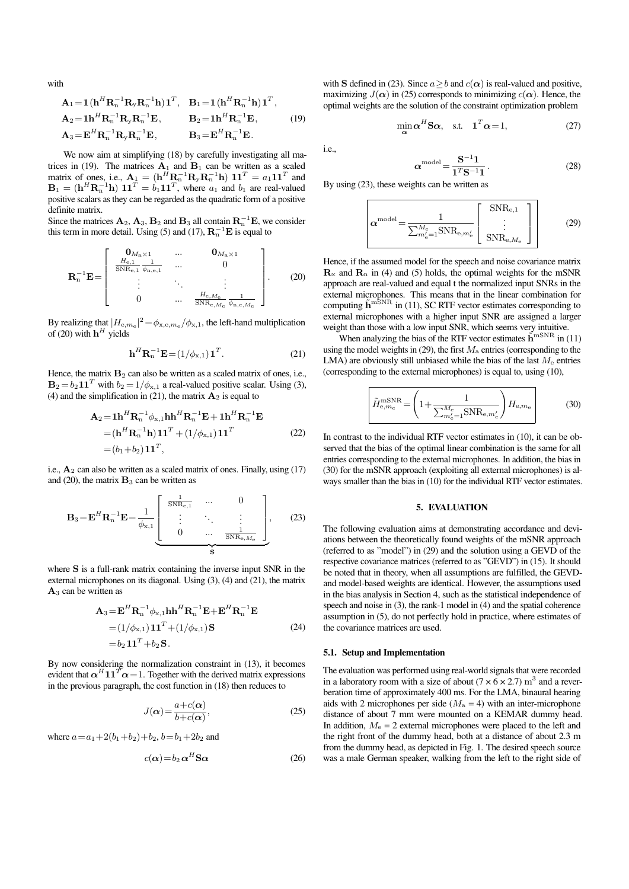with

$$
\begin{aligned}
\mathbf{A}_1 &= \mathbf{1}\,(\mathbf{h}^H \mathbf{R}_\text{n}^{-1} \mathbf{R}_y \mathbf{R}_\text{n}^{-1} \mathbf{h})\,\mathbf{1}^T, & \mathbf{B}_1 &= \mathbf{1}\,(\mathbf{h}^H \mathbf{R}_\text{n}^{-1} \mathbf{h})\,\mathbf{1}^T, \\
\mathbf{A}_2 &= \mathbf{1}\mathbf{h}^H \mathbf{R}_\text{n}^{-1} \mathbf{R}_y \mathbf{R}_\text{n}^{-1} \mathbf{E}, & \mathbf{B}_2 &= \mathbf{1}\mathbf{h}^H \mathbf{R}_\text{n}^{-1} \mathbf{E}, \\
\mathbf{A}_3 &= \mathbf{E}^H \mathbf{R}_\text{n}^{-1} \mathbf{R}_y \mathbf{R}_\text{n}^{-1} \mathbf{E}, & \mathbf{B}_3 &= \mathbf{E}^H \mathbf{R}_\text{n}^{-1} \mathbf{E}.
\end{aligned} \tag{19}
$$

We now aim at simplifying (18) by carefully investigating all matrices in (19). The matrices $\mathbf{A}_1$ and $\mathbf{B}_1$ can be written as a scaled matrix of ones, i.e., $\mathbf{A}_1 = (\mathbf{h}^H \mathbf{R}_\text{n}^{-1} \mathbf{R}_y \mathbf{R}_\text{n}^{-1} \mathbf{h})\ \mathbf{1}\mathbf{1}^T = a_1 \mathbf{1}\mathbf{1}^T$ and $\mathbf{B}_1 = (\mathbf{h}^H \mathbf{R}_\text{n}^{-1} \mathbf{h})\ \mathbf{1}\mathbf{1}^T = b_1 \mathbf{1}\mathbf{1}^T$, where $a_1$ and $b_1$ are real-valued positive scalars as they can be regarded as the quadratic form of a positive definite matrix.

Since the matrices $\mathbf{A}_2$, $\mathbf{A}_3$, $\mathbf{B}_2$ and $\mathbf{B}_3$ all contain $\mathbf{R}_\text{n}^{-1}\mathbf{E}$, we consider this term in more detail. Using (5) and (17), $\mathbf{R}_\text{n}^{-1}\mathbf{E}$ is equal to

$$
\mathbf{R}_\text{n}^{-1}\mathbf{E} = \begin{bmatrix}
\mathbf{0}_{M_\text{a}\times 1} & \dots & \mathbf{0}_{M_\text{a}\times 1} \\
\frac{H_{\text{e},1}}{\text{SNR}_{\text{e},1}} \frac{1}{\phi_{\text{n,e},1}} & \dots & 0 \\
\vdots & \ddots & \vdots \\
0 & \dots & \frac{H_{\text{e},M_\text{e}}}{\text{SNR}_{\text{e},M_\text{e}}} \frac{1}{\phi_{\text{n,e},M_\text{e}}}
\end{bmatrix}. \tag{20}
$$

By realizing that $|H_{\text{e},m_\text{e}}|^2 = \phi_{\text{x,e},m_\text{e}}/\phi_{\text{x},1}$, the left-hand multiplication of (20) with $\mathbf{h}^H$ yields

$$
\mathbf{h}^H \mathbf{R}_\text{n}^{-1} \mathbf{E} = (1/\phi_{\text{x},1})\,\mathbf{1}^T. \tag{21}
$$

Hence, the matrix $\mathbf{B}_2$ can also be written as a scaled matrix of ones, i.e., $\mathbf{B}_2 = b_2 \mathbf{1}\mathbf{1}^T$ with $b_2 = 1/\phi_{\text{x},1}$ a real-valued positive scalar. Using (3), (4) and the simplification in (21), the matrix $\mathbf{A}_2$ is equal to

$$
\begin{aligned}
\mathbf{A}_2 &= \mathbf{1}\mathbf{h}^H \mathbf{R}_\text{n}^{-1} \phi_{\text{x},1} \mathbf{h}\mathbf{h}^H \mathbf{R}_\text{n}^{-1} \mathbf{E} + \mathbf{1}\mathbf{h}^H \mathbf{R}_\text{n}^{-1} \mathbf{E} \\
&= (\mathbf{h}^H \mathbf{R}_\text{n}^{-1} \mathbf{h})\,\mathbf{1}\mathbf{1}^T + (1/\phi_{\text{x},1})\,\mathbf{1}\mathbf{1}^T \\
&= (b_1 + b_2)\,\mathbf{1}\mathbf{1}^T,
\end{aligned} \tag{22}
$$

i.e., $\mathbf{A}_2$ can also be written as a scaled matrix of ones. Finally, using (17) and (20), the matrix $\mathbf{B}_3$ can be written as

$$
\mathbf{B}_3 = \mathbf{E}^H \mathbf{R}_\text{n}^{-1} \mathbf{E} = \frac{1}{\phi_{\text{x},1}} \underbrace{\begin{bmatrix}
\frac{1}{\text{SNR}_{\text{e},1}} & \dots & 0 \\
\vdots & \ddots & \vdots \\
0 & \dots & \frac{1}{\text{SNR}_{\text{e},M_\text{e}}}
\end{bmatrix}}_{\mathbf{S}}, \tag{23}
$$

where $\mathbf{S}$ is a full-rank matrix containing the inverse input SNR in the external microphones on its diagonal. Using (3), (4) and (21), the matrix $\mathbf{A}_3$ can be written as

$$
\begin{aligned}
\mathbf{A}_3 &= \mathbf{E}^H \mathbf{R}_\text{n}^{-1} \phi_{\text{x},1} \mathbf{h}\mathbf{h}^H \mathbf{R}_\text{n}^{-1} \mathbf{E} + \mathbf{E}^H \mathbf{R}_\text{n}^{-1} \mathbf{E} \\
&= (1/\phi_{\text{x},1})\,\mathbf{1}\mathbf{1}^T + (1/\phi_{\text{x},1})\,\mathbf{S} \\
&= b_2\,\mathbf{1}\mathbf{1}^T + b_2\,\mathbf{S}.
\end{aligned} \tag{24}
$$

By now considering the normalization constraint in (13), it becomes evident that $\boldsymbol{\alpha}^H \mathbf{1}\mathbf{1}^T \boldsymbol{\alpha} = 1$. Together with the derived matrix expressions in the previous paragraph, the cost function in (18) then reduces to

$$
J(\boldsymbol{\alpha}) = \frac{a + c(\boldsymbol{\alpha})}{b + c(\boldsymbol{\alpha})}, \tag{25}
$$

where $a = a_1 + 2(b_1 + b_2) + b_2$, $b = b_1 + 2b_2$ and

$$
c(\boldsymbol{\alpha}) = b_2\,\boldsymbol{\alpha}^H \mathbf{S} \boldsymbol{\alpha} \tag{26}
$$

with $\mathbf{S}$ defined in (23). Since $a \geq b$ and $c(\boldsymbol{\alpha})$ is real-valued and positive, maximizing $J(\boldsymbol{\alpha})$ in (25) corresponds to minimizing $c(\boldsymbol{\alpha})$. Hence, the optimal weights are the solution of the constraint optimization problem

$$
\min_{\boldsymbol{\alpha}} \boldsymbol{\alpha}^H \mathbf{S} \boldsymbol{\alpha}, \quad \text{s.t.} \quad \mathbf{1}^T \boldsymbol{\alpha} = 1, \tag{27}
$$

i.e.,

$$
\boldsymbol{\alpha}^{\text{model}} = \frac{\mathbf{S}^{-1}\mathbf{1}}{\mathbf{1}^T \mathbf{S}^{-1} \mathbf{1}}. \tag{28}
$$

By using (23), these weights can be written as

$$
\boxed{\boldsymbol{\alpha}^{\text{model}} = \frac{1}{\sum_{m_\text{e}'=1}^{M_\text{e}} \text{SNR}_{\text{e},m_\text{e}'}} \begin{bmatrix} \text{SNR}_{\text{e},1} \\ \vdots \\ \text{SNR}_{\text{e},M_\text{e}} \end{bmatrix}} \tag{29}
$$

Hence, if the assumed model for the speech and noise covariance matrix $\mathbf{R}_\text{x}$ and $\mathbf{R}_\text{n}$ in (4) and (5) holds, the optimal weights for the mSNR approach are real-valued and equal t the normalized input SNRs in the external microphones. This means that in the linear combination for computing $\tilde{\mathbf{h}}^{\text{mSNR}}$ in (11), SC RTF vector estimates corresponding to external microphones with a higher input SNR are assigned a larger weight than those with a low input SNR, which seems very intuitive.

When analyzing the bias of the RTF vector estimates $\tilde{\mathbf{h}}^{\text{mSNR}}$ in (11) using the model weights in (29), the first $M_\text{a}$ entries (corresponding to the LMA) are obviously still unbiased while the bias of the last $M_\text{e}$ entries (corresponding to the external microphones) is equal to, using (10),

$$
\boxed{\tilde{H}_{\text{e},m_\text{e}}^{\text{mSNR}} = \left(1 + \frac{1}{\sum_{m_\text{e}'=1}^{M_\text{e}} \text{SNR}_{\text{e},m_\text{e}'}}\right) H_{\text{e},m_\text{e}}} \tag{30}
$$

In contrast to the individual RTF vector estimates in (10), it can be observed that the bias of the optimal linear combination is the same for all entries corresponding to the external microphones. In addition, the bias in (30) for the mSNR approach (exploiting all external microphones) is always smaller than the bias in (10) for the individual RTF vector estimates.

## 5. EVALUATION

The following evaluation aims at demonstrating accordance and deviations between the theoretically found weights of the mSNR approach (referred to as "model") in (29) and the solution using a GEVD of the respective covariance matrices (referred to as "GEVD") in (15). It should be noted that in theory, when all assumptions are fulfilled, the GEVD- and model-based weights are identical. However, the assumptions used in the bias analysis in Section 4, such as the statistical independence of speech and noise in (3), the rank-1 model in (4) and the spatial coherence assumption in (5), do not perfectly hold in practice, where estimates of the covariance matrices are used.

### 5.1. Setup and Implementation

The evaluation was performed using real-world signals that were recorded in a laboratory room with a size of about $(7 \times 6 \times 2.7)\ \text{m}^3$ and a reverberation time of approximately 400 ms. For the LMA, binaural hearing aids with 2 microphones per side ($M_\text{a}$ = 4) with an inter-microphone distance of about 7 mm were mounted on a KEMAR dummy head. In addition, $M_\text{e}$ = 2 external microphones were placed to the left and the right front of the dummy head, both at a distance of about 2.3 m from the dummy head, as depicted in Fig. 1. The desired speech source was a male German speaker, walking from the left to the right side of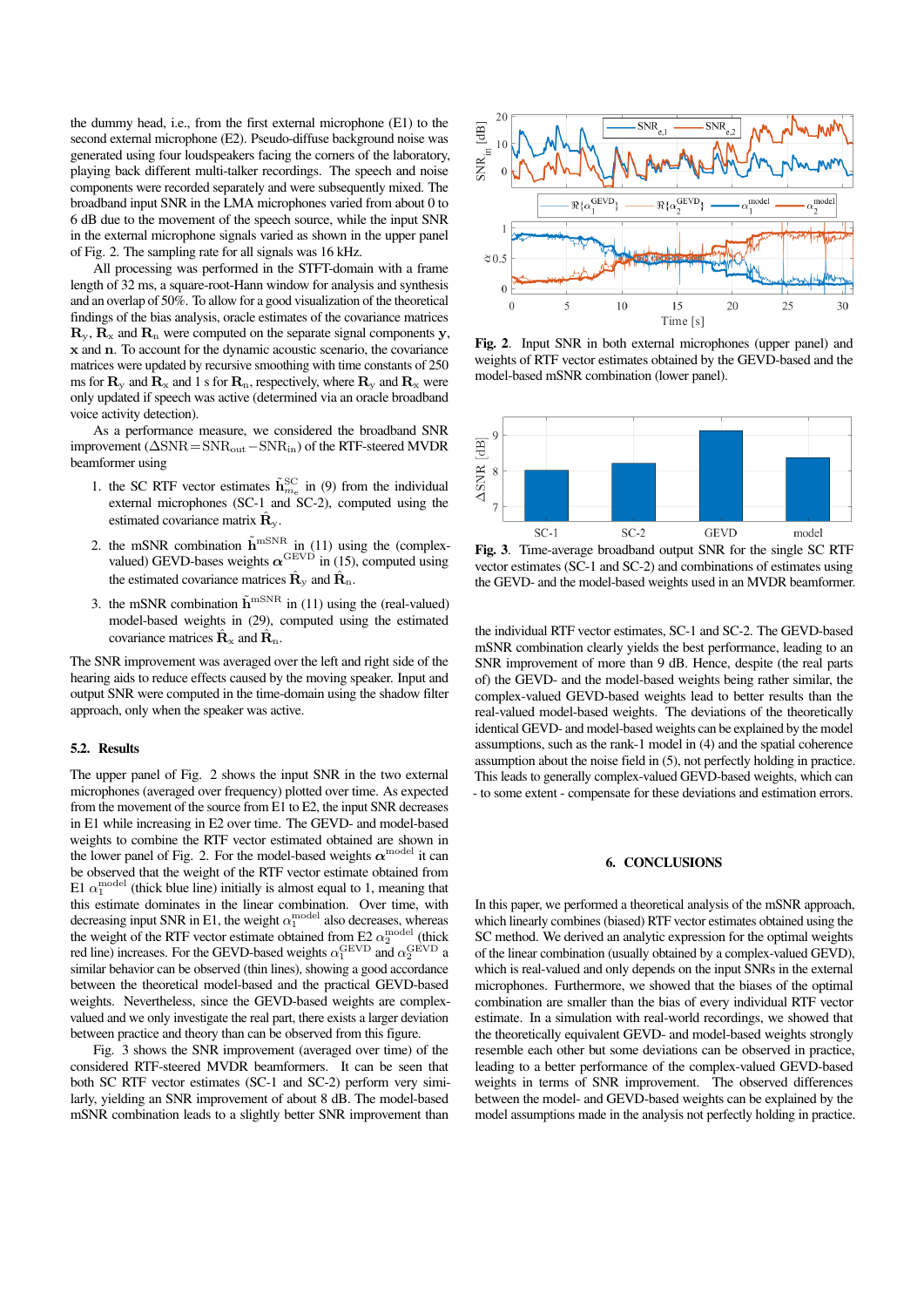the dummy head, i.e., from the first external microphone (E1) to the second external microphone (E2). Pseudo-diffuse background noise was generated using four loudspeakers facing the corners of the laboratory, playing back different multi-talker recordings. The speech and noise components were recorded separately and were subsequently mixed. The broadband input SNR in the LMA microphones varied from about 0 to 6 dB due to the movement of the speech source, while the input SNR in the external microphone signals varied as shown in the upper panel of Fig. 2. The sampling rate for all signals was 16 kHz.

All processing was performed in the STFT-domain with a frame length of 32 ms, a square-root-Hann window for analysis and synthesis and an overlap of 50%. To allow for a good visualization of the theoretical findings of the bias analysis, oracle estimates of the covariance matrices $\mathbf{R}_y$, $\mathbf{R}_x$ and $\mathbf{R}_n$ were computed on the separate signal components $\mathbf{y}$, $\mathbf{x}$ and $\mathbf{n}$. To account for the dynamic acoustic scenario, the covariance matrices were updated by recursive smoothing with time constants of 250 ms for $\mathbf{R}_y$ and $\mathbf{R}_x$ and 1 s for $\mathbf{R}_n$, respectively, where $\mathbf{R}_y$ and $\mathbf{R}_x$ were only updated if speech was active (determined via an oracle broadband voice activity detection).

As a performance measure, we considered the broadband SNR improvement ($\Delta\text{SNR} = \text{SNR}_{\text{out}} - \text{SNR}_{\text{in}}$) of the RTF-steered MVDR beamformer using

1. the SC RTF vector estimates $\tilde{\mathbf{h}}^{\text{SC}}_{m_e}$ in (9) from the individual external microphones (SC-1 and SC-2), computed using the estimated covariance matrix $\hat{\mathbf{R}}_y$.
2. the mSNR combination $\tilde{\mathbf{h}}^{\text{mSNR}}$ in (11) using the (complex-valued) GEVD-bases weights $\boldsymbol{\alpha}^{\text{GEVD}}$ in (15), computed using the estimated covariance matrices $\hat{\mathbf{R}}_y$ and $\hat{\mathbf{R}}_n$.
3. the mSNR combination $\tilde{\mathbf{h}}^{\text{mSNR}}$ in (11) using the (real-valued) model-based weights in (29), computed using the estimated covariance matrices $\hat{\mathbf{R}}_x$ and $\hat{\mathbf{R}}_n$.

The SNR improvement was averaged over the left and right side of the hearing aids to reduce effects caused by the moving speaker. Input and output SNR were computed in the time-domain using the shadow filter approach, only when the speaker was active.

### 5.2. Results

The upper panel of Fig. 2 shows the input SNR in the two external microphones (averaged over frequency) plotted over time. As expected from the movement of the source from E1 to E2, the input SNR decreases in E1 while increasing in E2 over time. The GEVD- and model-based weights to combine the RTF vector estimated obtained are shown in the lower panel of Fig. 2. For the model-based weights $\boldsymbol{\alpha}^{\text{model}}$ it can be observed that the weight of the RTF vector estimate obtained from E1 $\alpha_1^{\text{model}}$ (thick blue line) initially is almost equal to 1, meaning that this estimate dominates in the linear combination. Over time, with decreasing input SNR in E1, the weight $\alpha_1^{\text{model}}$ also decreases, whereas the weight of the RTF vector estimate obtained from E2 $\alpha_2^{\text{model}}$ (thick red line) increases. For the GEVD-based weights $\alpha_1^{\text{GEVD}}$ and $\alpha_2^{\text{GEVD}}$ a similar behavior can be observed (thin lines), showing a good accordance between the theoretical model-based and the practical GEVD-based weights. Nevertheless, since the GEVD-based weights are complex-valued and we only investigate the real part, there exists a larger deviation between practice and theory than can be observed from this figure.

Fig. 3 shows the SNR improvement (averaged over time) of the considered RTF-steered MVDR beamformers. It can be seen that both SC RTF vector estimates (SC-1 and SC-2) perform very similarly, yielding an SNR improvement of about 8 dB. The model-based mSNR combination leads to a slightly better SNR improvement than the individual RTF vector estimates, SC-1 and SC-2. The GEVD-based mSNR combination clearly yields the best performance, leading to an SNR improvement of more than 9 dB. Hence, despite (the real parts of) the GEVD- and the model-based weights being rather similar, the complex-valued GEVD-based weights lead to better results than the real-valued model-based weights. The deviations of the theoretically identical GEVD- and model-based weights can be explained by the model assumptions, such as the rank-1 model in (4) and the spatial coherence assumption about the noise field in (5), not perfectly holding in practice. This leads to generally complex-valued GEVD-based weights, which can - to some extent - compensate for these deviations and estimation errors.

SNR$_{\text{in}}$ [dB]
20
10
0
SNR$_{\text{e},1}$ SNR$_{\text{e},2}$
$\Re\{\alpha_1^{\text{GEVD}}\}$ $\Re\{\alpha_2^{\text{GEVD}}\}$ $\alpha_1^{\text{model}}$ $\alpha_2^{\text{model}}$
$\alpha$
1
0.5
0
0 5 10 15 20 25 30
Time [s]

**Fig. 2.** Input SNR in both external microphones (upper panel) and weights of RTF vector estimates obtained by the GEVD-based and the model-based mSNR combination (lower panel).

$\Delta$ SNR [dB]
9
8
7
SC-1 SC-2 GEVD model

**Fig. 3.** Time-average broadband output SNR for the single SC RTF vector estimates (SC-1 and SC-2) and combinations of estimates using the GEVD- and the model-based weights used in an MVDR beamformer.

## 6. CONCLUSIONS

In this paper, we performed a theoretical analysis of the mSNR approach, which linearly combines (biased) RTF vector estimates obtained using the SC method. We derived an analytic expression for the optimal weights of the linear combination (usually obtained by a complex-valued GEVD), which is real-valued and only depends on the input SNRs in the external microphones. Furthermore, we showed that the biases of the optimal combination are smaller than the bias of every individual RTF vector estimate. In a simulation with real-world recordings, we showed that the theoretically equivalent GEVD- and model-based weights strongly resemble each other but some deviations can be observed in practice, leading to a better performance of the complex-valued GEVD-based weights in terms of SNR improvement. The observed differences between the model- and GEVD-based weights can be explained by the model assumptions made in the analysis not perfectly holding in practice.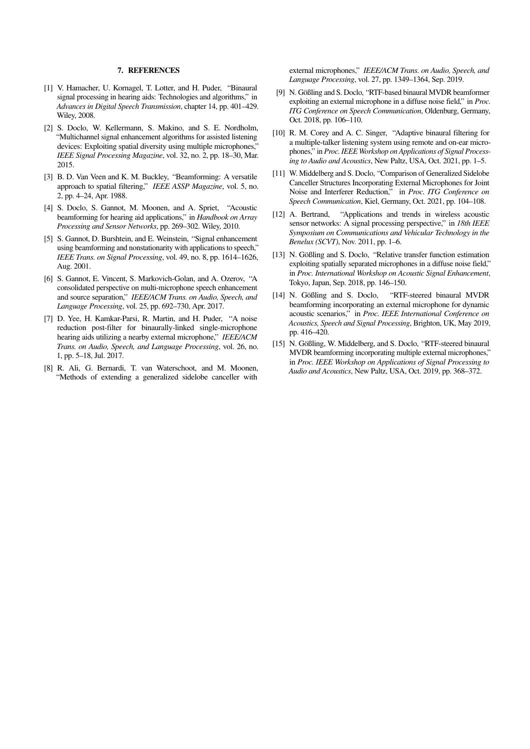## 7. REFERENCES

[1] V. Hamacher, U. Kornagel, T. Lotter, and H. Puder, "Binaural signal processing in hearing aids: Technologies and algorithms," in *Advances in Digital Speech Transmission*, chapter 14, pp. 401–429. Wiley, 2008.

[2] S. Doclo, W. Kellermann, S. Makino, and S. E. Nordholm, "Multichannel signal enhancement algorithms for assisted listening devices: Exploiting spatial diversity using multiple microphones," *IEEE Signal Processing Magazine*, vol. 32, no. 2, pp. 18–30, Mar. 2015.

[3] B. D. Van Veen and K. M. Buckley, "Beamforming: A versatile approach to spatial filtering," *IEEE ASSP Magazine*, vol. 5, no. 2, pp. 4–24, Apr. 1988.

[4] S. Doclo, S. Gannot, M. Moonen, and A. Spriet, "Acoustic beamforming for hearing aid applications," in *Handbook on Array Processing and Sensor Networks*, pp. 269–302. Wiley, 2010.

[5] S. Gannot, D. Burshtein, and E. Weinstein, "Signal enhancement using beamforming and nonstationarity with applications to speech," *IEEE Trans. on Signal Processing*, vol. 49, no. 8, pp. 1614–1626, Aug. 2001.

[6] S. Gannot, E. Vincent, S. Markovich-Golan, and A. Ozerov, "A consolidated perspective on multi-microphone speech enhancement and source separation," *IEEE/ACM Trans. on Audio, Speech, and Language Processing*, vol. 25, pp. 692–730, Apr. 2017.

[7] D. Yee, H. Kamkar-Parsi, R. Martin, and H. Puder, "A noise reduction post-filter for binaurally-linked single-microphone hearing aids utilizing a nearby external microphone," *IEEE/ACM Trans. on Audio, Speech, and Language Processing*, vol. 26, no. 1, pp. 5–18, Jul. 2017.

[8] R. Ali, G. Bernardi, T. van Waterschoot, and M. Moonen, "Methods of extending a generalized sidelobe canceller with external microphones," *IEEE/ACM Trans. on Audio, Speech, and Language Processing*, vol. 27, pp. 1349–1364, Sep. 2019.

[9] N. Gößling and S. Doclo, "RTF-based binaural MVDR beamformer exploiting an external microphone in a diffuse noise field," in *Proc. ITG Conference on Speech Communication*, Oldenburg, Germany, Oct. 2018, pp. 106–110.

[10] R. M. Corey and A. C. Singer, "Adaptive binaural filtering for a multiple-talker listening system using remote and on-ear microphones," in *Proc. IEEE Workshop on Applications of Signal Processing to Audio and Acoustics*, New Paltz, USA, Oct. 2021, pp. 1–5.

[11] W. Middelberg and S. Doclo, "Comparison of Generalized Sidelobe Canceller Structures Incorporating External Microphones for Joint Noise and Interferer Reduction," in *Proc. ITG Conference on Speech Communication*, Kiel, Germany, Oct. 2021, pp. 104–108.

[12] A. Bertrand, "Applications and trends in wireless acoustic sensor networks: A signal processing perspective," in *18th IEEE Symposium on Communications and Vehicular Technology in the Benelux (SCVT)*, Nov. 2011, pp. 1–6.

[13] N. Gößling and S. Doclo, "Relative transfer function estimation exploiting spatially separated microphones in a diffuse noise field," in *Proc. International Workshop on Acoustic Signal Enhancement*, Tokyo, Japan, Sep. 2018, pp. 146–150.

[14] N. Gößling and S. Doclo, "RTF-steered binaural MVDR beamforming incorporating an external microphone for dynamic acoustic scenarios," in *Proc. IEEE International Conference on Acoustics, Speech and Signal Processing*, Brighton, UK, May 2019, pp. 416–420.

[15] N. Gößling, W. Middelberg, and S. Doclo, "RTF-steered binaural MVDR beamforming incorporating multiple external microphones," in *Proc. IEEE Workshop on Applications of Signal Processing to Audio and Acoustics*, New Paltz, USA, Oct. 2019, pp. 368–372.